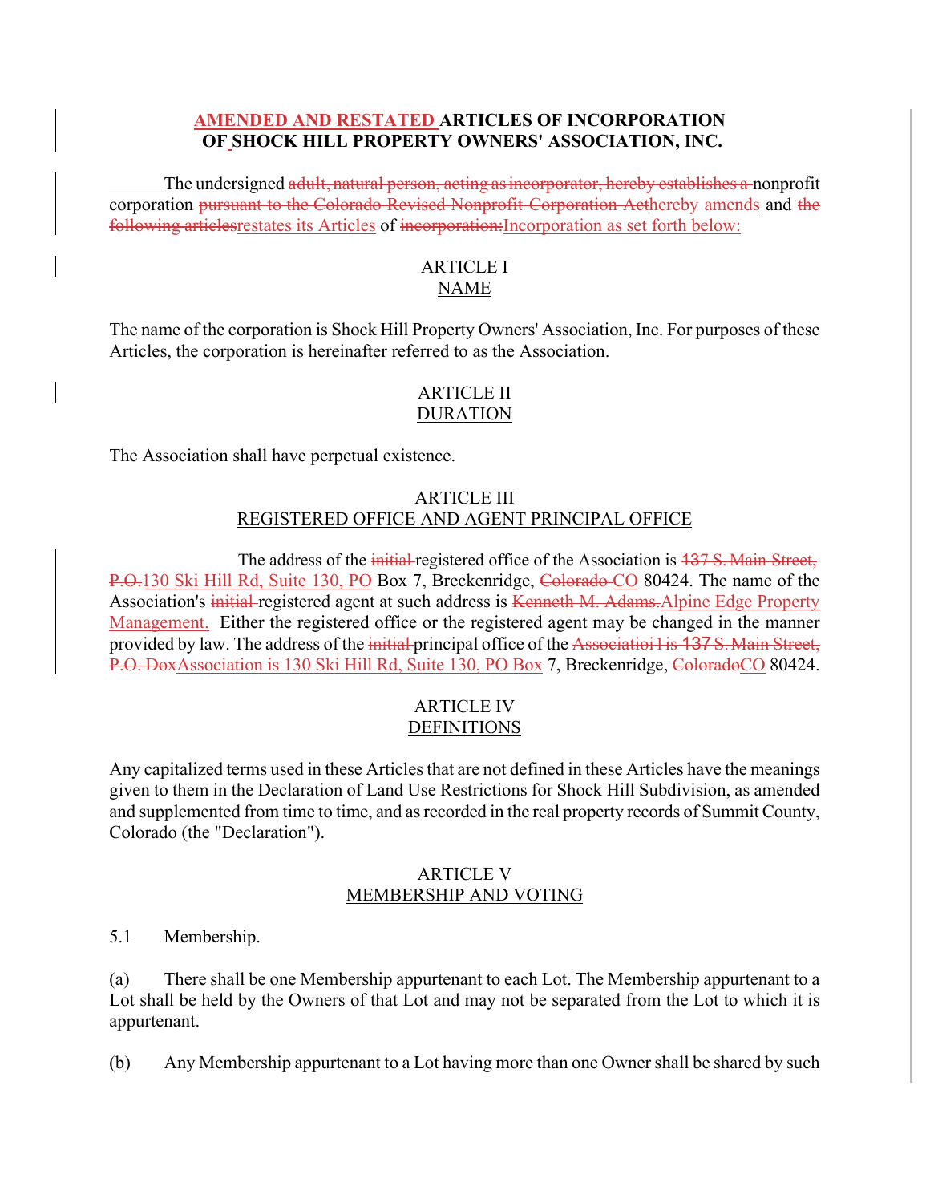**AMENDED AND RESTATED ARTICLES OF INCORPORATION OF SHOCK HILL PROPERTY OWNERS' ASSOCIATION, INC.**

The undersigned ~~adult, natural person, acting as incorporator, hereby establishes a~~ nonprofit corporation ~~pursuant to the Colorado Revised Nonprofit Corporation Act~~hereby amends and ~~the following articles~~restates its Articles of ~~incorporation:~~Incorporation as set forth below:

## ARTICLE I
## NAME

The name of the corporation is Shock Hill Property Owners' Association, Inc. For purposes of these Articles, the corporation is hereinafter referred to as the Association.

## ARTICLE II
## DURATION

The Association shall have perpetual existence.

## ARTICLE III
## REGISTERED OFFICE AND AGENT PRINCIPAL OFFICE

The address of the ~~initial~~ registered office of the Association is ~~137 S. Main Street, P.O.~~130 Ski Hill Rd, Suite 130, PO Box 7, Breckenridge, ~~Colorado~~ CO 80424. The name of the Association's ~~initial~~ registered agent at such address is ~~Kenneth M. Adams.~~Alpine Edge Property Management. Either the registered office or the registered agent may be changed in the manner provided by law. The address of the ~~initial~~ principal office of the ~~Associatioi 1 is 137 S. Main Street, P.O. Dox~~Association is 130 Ski Hill Rd, Suite 130, PO Box 7, Breckenridge, ~~Colorado~~CO 80424.

## ARTICLE IV
## DEFINITIONS

Any capitalized terms used in these Articles that are not defined in these Articles have the meanings given to them in the Declaration of Land Use Restrictions for Shock Hill Subdivision, as amended and supplemented from time to time, and as recorded in the real property records of Summit County, Colorado (the "Declaration").

## ARTICLE V
## MEMBERSHIP AND VOTING

5.1 Membership.

(a) There shall be one Membership appurtenant to each Lot. The Membership appurtenant to a Lot shall be held by the Owners of that Lot and may not be separated from the Lot to which it is appurtenant.

(b) Any Membership appurtenant to a Lot having more than one Owner shall be shared by such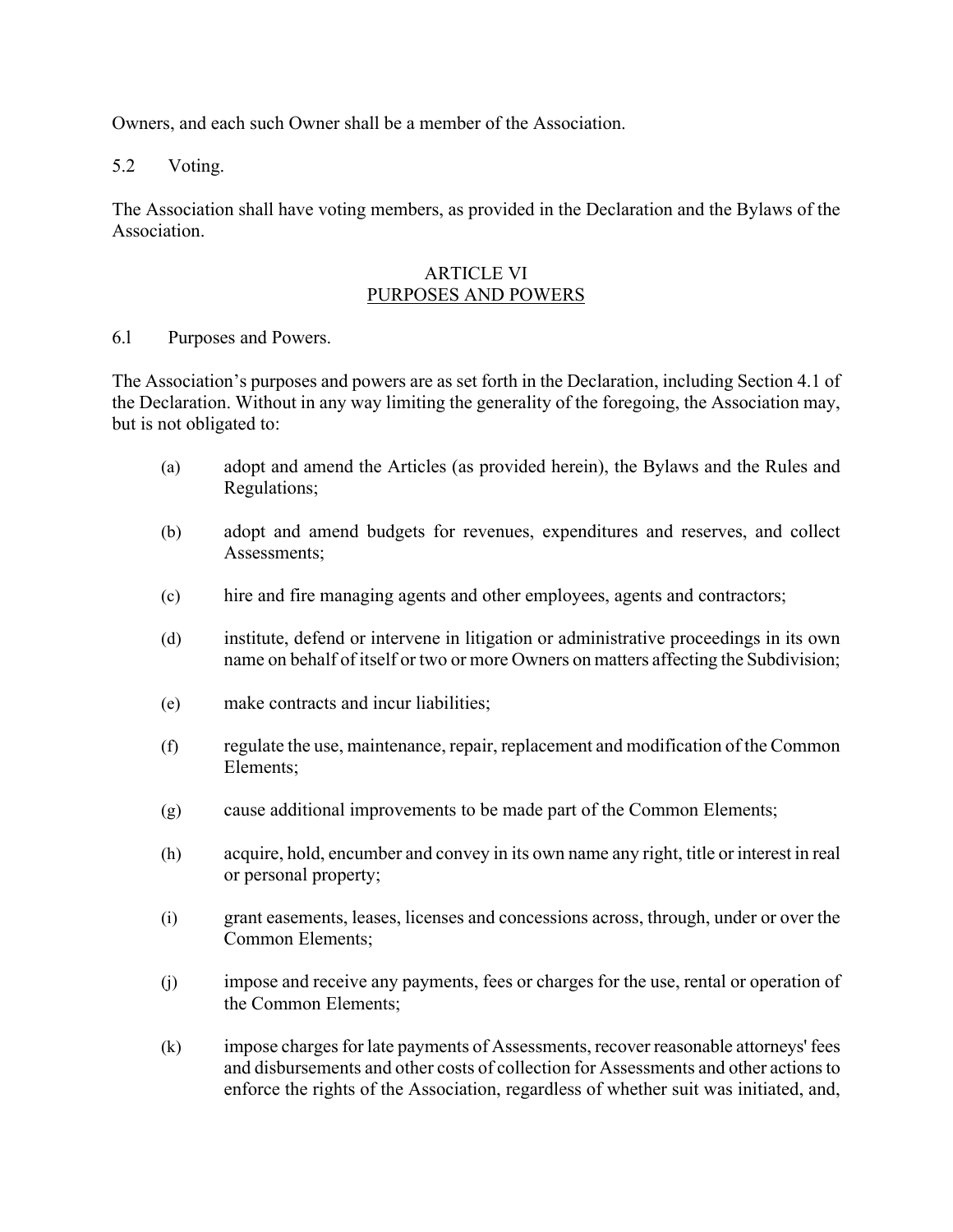Owners, and each such Owner shall be a member of the Association.

5.2 Voting.

The Association shall have voting members, as provided in the Declaration and the Bylaws of the Association.

## ARTICLE VI
## PURPOSES AND POWERS

6.1 Purposes and Powers.

The Association's purposes and powers are as set forth in the Declaration, including Section 4.1 of the Declaration. Without in any way limiting the generality of the foregoing, the Association may, but is not obligated to:

(a) adopt and amend the Articles (as provided herein), the Bylaws and the Rules and Regulations;

(b) adopt and amend budgets for revenues, expenditures and reserves, and collect Assessments;

(c) hire and fire managing agents and other employees, agents and contractors;

(d) institute, defend or intervene in litigation or administrative proceedings in its own name on behalf of itself or two or more Owners on matters affecting the Subdivision;

(e) make contracts and incur liabilities;

(f) regulate the use, maintenance, repair, replacement and modification of the Common Elements;

(g) cause additional improvements to be made part of the Common Elements;

(h) acquire, hold, encumber and convey in its own name any right, title or interest in real or personal property;

(i) grant easements, leases, licenses and concessions across, through, under or over the Common Elements;

(j) impose and receive any payments, fees or charges for the use, rental or operation of the Common Elements;

(k) impose charges for late payments of Assessments, recover reasonable attorneys' fees and disbursements and other costs of collection for Assessments and other actions to enforce the rights of the Association, regardless of whether suit was initiated, and,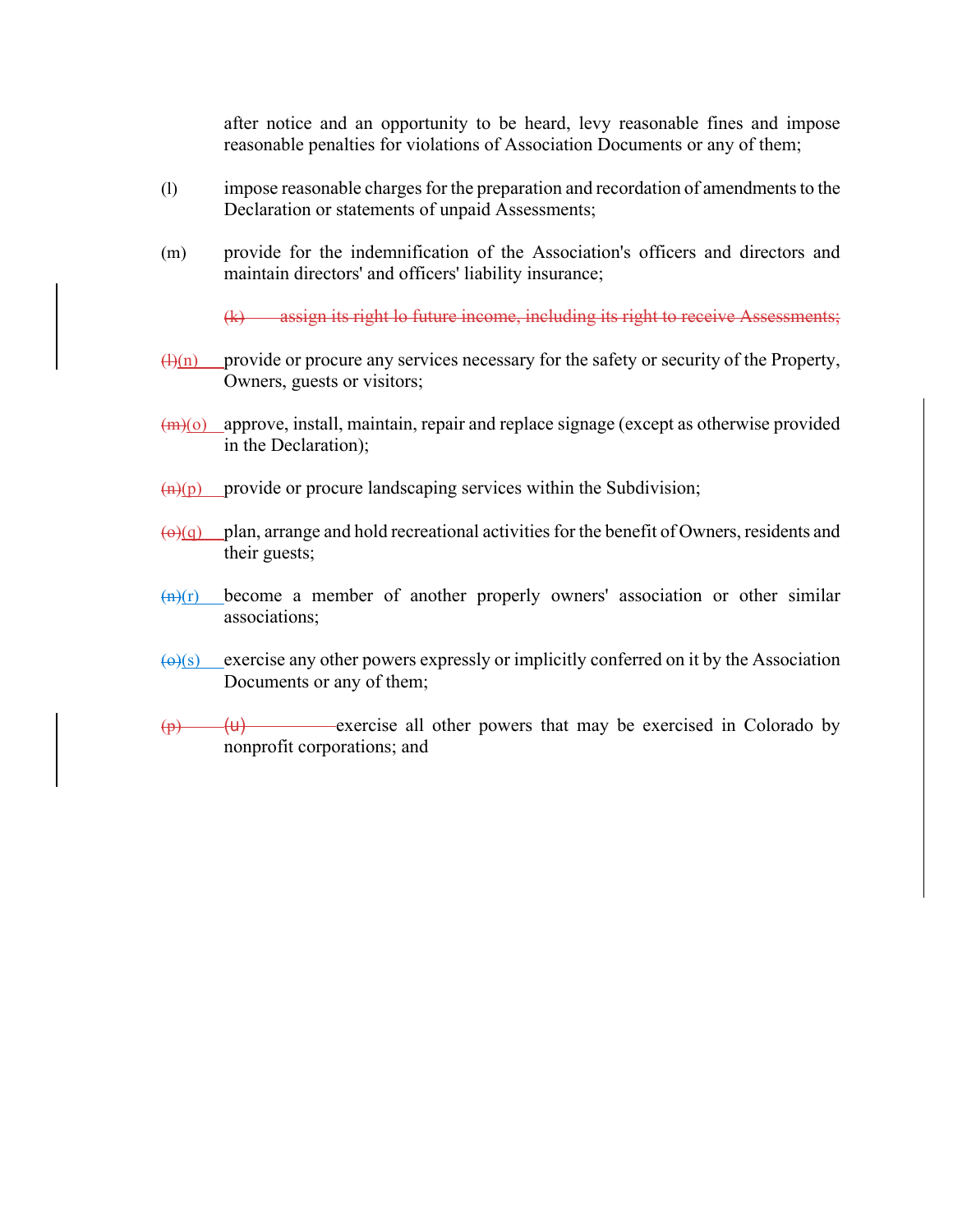after notice and an opportunity to be heard, levy reasonable fines and impose reasonable penalties for violations of Association Documents or any of them;

(l) impose reasonable charges for the preparation and recordation of amendments to the Declaration or statements of unpaid Assessments;

(m) provide for the indemnification of the Association's officers and directors and maintain directors' and officers' liability insurance;

~~(k) assign its right lo future income, including its right to receive Assessments;~~

~~(l)~~(n) provide or procure any services necessary for the safety or security of the Property, Owners, guests or visitors;

~~(m)~~(o) approve, install, maintain, repair and replace signage (except as otherwise provided in the Declaration);

~~(n)~~(p) provide or procure landscaping services within the Subdivision;

~~(o)~~(q) plan, arrange and hold recreational activities for the benefit of Owners, residents and their guests;

~~(n)~~(r) become a member of another properly owners' association or other similar associations;

~~(o)~~(s) exercise any other powers expressly or implicitly conferred on it by the Association Documents or any of them;

~~(p)~~ ~~(u)~~ exercise all other powers that may be exercised in Colorado by nonprofit corporations; and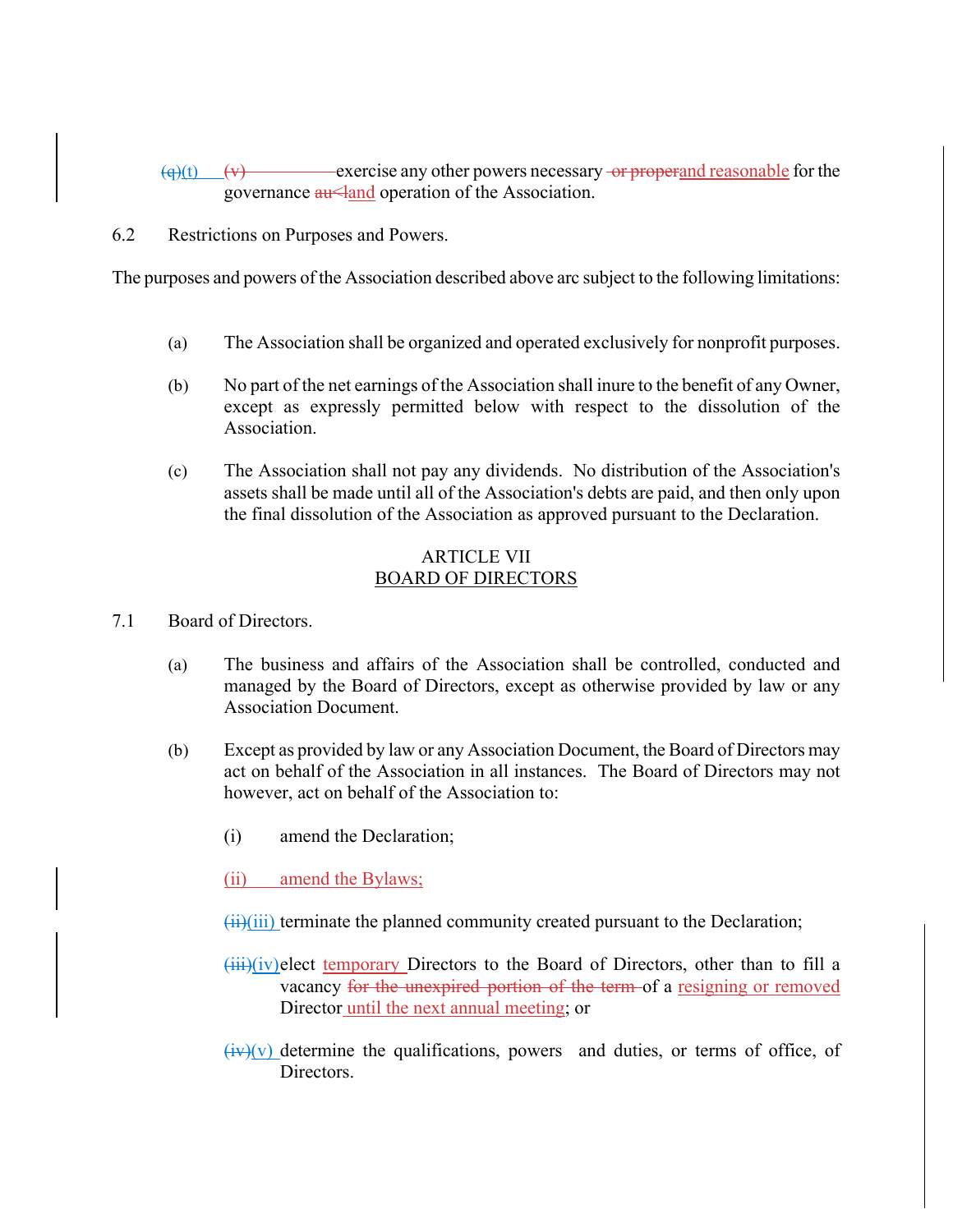~~(q)~~(t) ~~(v)~~ exercise any other powers necessary ~~or proper~~and reasonable for the governance ~~au<l~~and operation of the Association.

6.2 Restrictions on Purposes and Powers.

The purposes and powers of the Association described above arc subject to the following limitations:

(a) The Association shall be organized and operated exclusively for nonprofit purposes.

(b) No part of the net earnings of the Association shall inure to the benefit of any Owner, except as expressly permitted below with respect to the dissolution of the Association.

(c) The Association shall not pay any dividends. No distribution of the Association's assets shall be made until all of the Association's debts are paid, and then only upon the final dissolution of the Association as approved pursuant to the Declaration.

## ARTICLE VII
## BOARD OF DIRECTORS

7.1 Board of Directors.

(a) The business and affairs of the Association shall be controlled, conducted and managed by the Board of Directors, except as otherwise provided by law or any Association Document.

(b) Except as provided by law or any Association Document, the Board of Directors may act on behalf of the Association in all instances. The Board of Directors may not however, act on behalf of the Association to:

(i) amend the Declaration;

(ii) amend the Bylaws;

~~(ii)~~(iii) terminate the planned community created pursuant to the Declaration;

~~(iii)~~(iv) elect temporary Directors to the Board of Directors, other than to fill a vacancy ~~for the unexpired portion of the term~~ of a resigning or removed Director until the next annual meeting; or

~~(iv)~~(v) determine the qualifications, powers and duties, or terms of office, of Directors.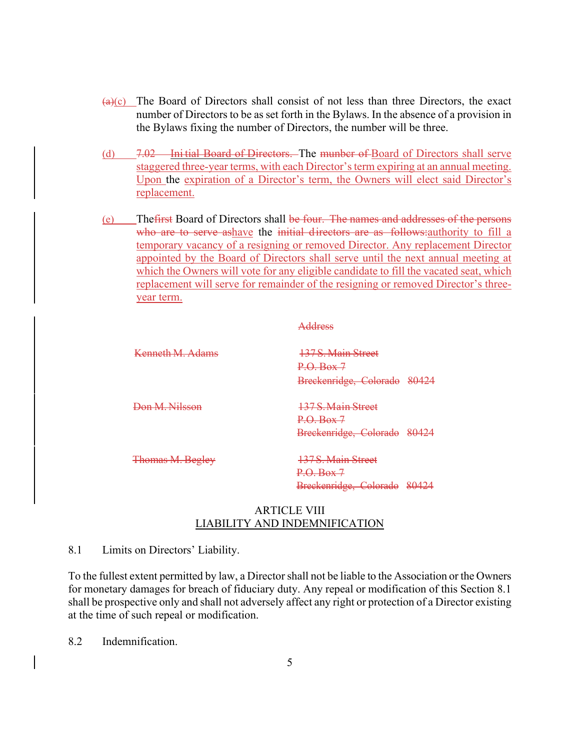~~(a)~~(c) The Board of Directors shall consist of not less than three Directors, the exact number of Directors to be as set forth in the Bylaws. In the absence of a provision in the Bylaws fixing the number of Directors, the number will be three.

(d) ~~7.02 Initial Board of Directors.~~ The ~~number of~~ Board of Directors shall serve staggered three-year terms, with each Director's term expiring at an annual meeting. Upon the expiration of a Director's term, the Owners will elect said Director's replacement.

(e) The~~first~~ Board of Directors shall ~~be four. The names and addresses of the persons who are to serve as~~have the ~~initial directors are as follows:~~authority to fill a temporary vacancy of a resigning or removed Director. Any replacement Director appointed by the Board of Directors shall serve until the next annual meeting at which the Owners will vote for any eligible candidate to fill the vacated seat, which replacement will serve for remainder of the resigning or removed Director's three-year term.

| | ~~Address~~ |
|---|---|
| ~~Kenneth M. Adams~~ | ~~137 S. Main Street~~<br>~~P.O. Box 7~~<br>~~Breckenridge, Colorado 80424~~ |
| ~~Don M. Nilsson~~ | ~~137 S. Main Street~~<br>~~P.O. Box 7~~<br>~~Breckenridge, Colorado 80424~~ |
| ~~Thomas M. Begley~~ | ~~137 S. Main Street~~<br>~~P.O. Box 7~~<br>~~Breckenridge, Colorado 80424~~ |

## ARTICLE VIII
## LIABILITY AND INDEMNIFICATION

8.1 Limits on Directors' Liability.

To the fullest extent permitted by law, a Director shall not be liable to the Association or the Owners for monetary damages for breach of fiduciary duty. Any repeal or modification of this Section 8.1 shall be prospective only and shall not adversely affect any right or protection of a Director existing at the time of such repeal or modification.

8.2 Indemnification.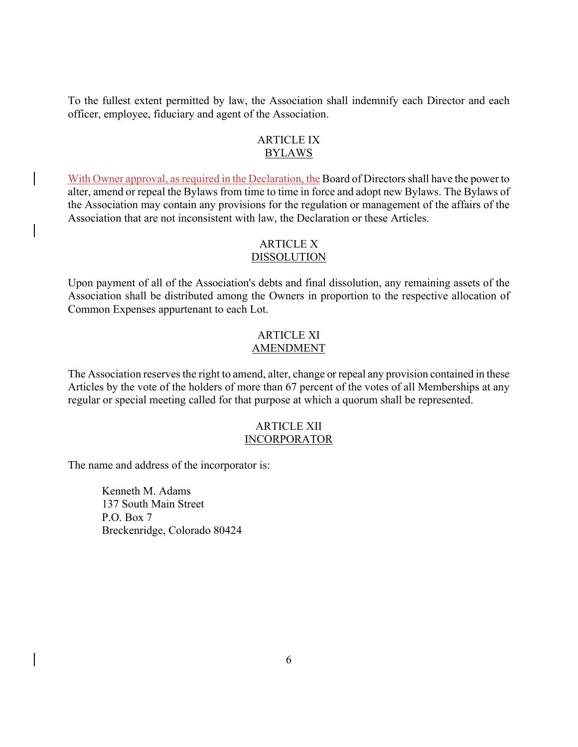To the fullest extent permitted by law, the Association shall indemnify each Director and each officer, employee, fiduciary and agent of the Association.

## ARTICLE IX
## BYLAWS

With Owner approval, as required in the Declaration, the Board of Directors shall have the power to alter, amend or repeal the Bylaws from time to time in force and adopt new Bylaws. The Bylaws of the Association may contain any provisions for the regulation or management of the affairs of the Association that are not inconsistent with law, the Declaration or these Articles.

## ARTICLE X
## DISSOLUTION

Upon payment of all of the Association's debts and final dissolution, any remaining assets of the Association shall be distributed among the Owners in proportion to the respective allocation of Common Expenses appurtenant to each Lot.

## ARTICLE XI
## AMENDMENT

The Association reserves the right to amend, alter, change or repeal any provision contained in these Articles by the vote of the holders of more than 67 percent of the votes of all Memberships at any regular or special meeting called for that purpose at which a quorum shall be represented.

## ARTICLE XII
## INCORPORATOR

The name and address of the incorporator is:

Kenneth M. Adams
137 South Main Street
P.O. Box 7
Breckenridge, Colorado 80424